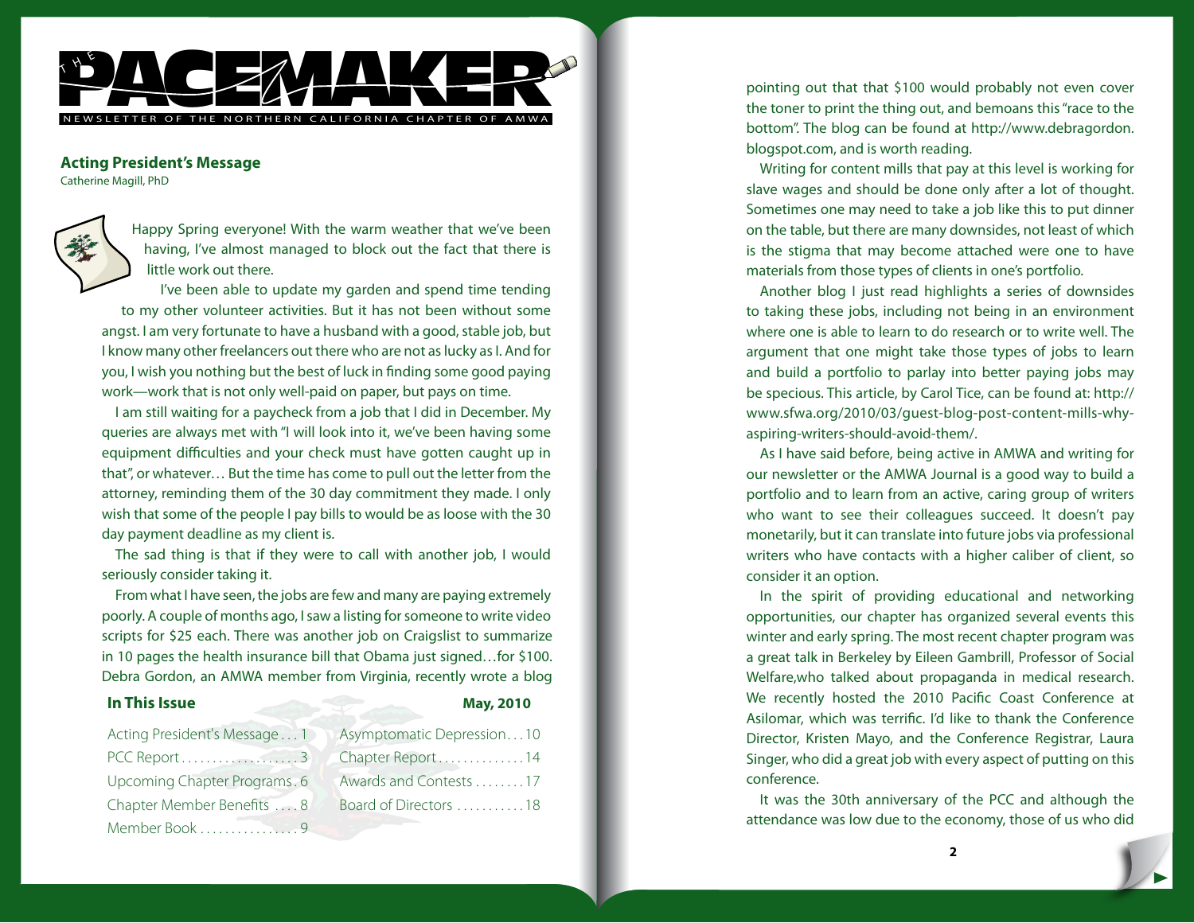# THE PACEMAKER

NEWSLETTER OF THE NORTHERN CALIFORNIA CHAPTER OF AMWA

## Acting President's Message

Catherine Magill, PhD

Happy Spring everyone! With the warm weather that we've been having, I've almost managed to block out the fact that there is little work out there.

I've been able to update my garden and spend time tending to my other volunteer activities. But it has not been without some angst. I am very fortunate to have a husband with a good, stable job, but I know many other freelancers out there who are not as lucky as I. And for you, I wish you nothing but the best of luck in finding some good paying work—work that is not only well-paid on paper, but pays on time.

I am still waiting for a paycheck from a job that I did in December. My queries are always met with "I will look into it, we've been having some equipment difficulties and your check must have gotten caught up in that", or whatever… But the time has come to pull out the letter from the attorney, reminding them of the 30 day commitment they made. I only wish that some of the people I pay bills to would be as loose with the 30 day payment deadline as my client is.

The sad thing is that if they were to call with another job, I would seriously consider taking it.

From what I have seen, the jobs are few and many are paying extremely poorly. A couple of months ago, I saw a listing for someone to write video scripts for $25 each. There was another job on Craigslist to summarize in 10 pages the health insurance bill that Obama just signed…for $100. Debra Gordon, an AMWA member from Virginia, recently wrote a blog pointing out that that $100 would probably not even cover the toner to print the thing out, and bemoans this "race to the bottom". The blog can be found at http://www.debragordon.blogspot.com, and is worth reading.

Writing for content mills that pay at this level is working for slave wages and should be done only after a lot of thought. Sometimes one may need to take a job like this to put dinner on the table, but there are many downsides, not least of which is the stigma that may become attached were one to have materials from those types of clients in one's portfolio.

Another blog I just read highlights a series of downsides to taking these jobs, including not being in an environment where one is able to learn to do research or to write well. The argument that one might take those types of jobs to learn and build a portfolio to parlay into better paying jobs may be specious. This article, by Carol Tice, can be found at: http://www.sfwa.org/2010/03/guest-blog-post-content-mills-why-aspiring-writers-should-avoid-them/.

As I have said before, being active in AMWA and writing for our newsletter or the AMWA Journal is a good way to build a portfolio and to learn from an active, caring group of writers who want to see their colleagues succeed. It doesn't pay monetarily, but it can translate into future jobs via professional writers who have contacts with a higher caliber of client, so consider it an option.

In the spirit of providing educational and networking opportunities, our chapter has organized several events this winter and early spring. The most recent chapter program was a great talk in Berkeley by Eileen Gambrill, Professor of Social Welfare,who talked about propaganda in medical research. We recently hosted the 2010 Pacific Coast Conference at Asilomar, which was terrific. I'd like to thank the Conference Director, Kristen Mayo, and the Conference Registrar, Laura Singer, who did a great job with every aspect of putting on this conference.

It was the 30th anniversary of the PCC and although the attendance was low due to the economy, those of us who did

### In This Issue

May, 2010

| | | | |
|---|---|---|---|
| Acting President's Message | 1 | Asymptomatic Depression | 10 |
| PCC Report | 3 | Chapter Report | 14 |
| Upcoming Chapter Programs | 6 | Awards and Contests | 17 |
| Chapter Member Benefits | 8 | Board of Directors | 18 |
| Member Book | 9 | | |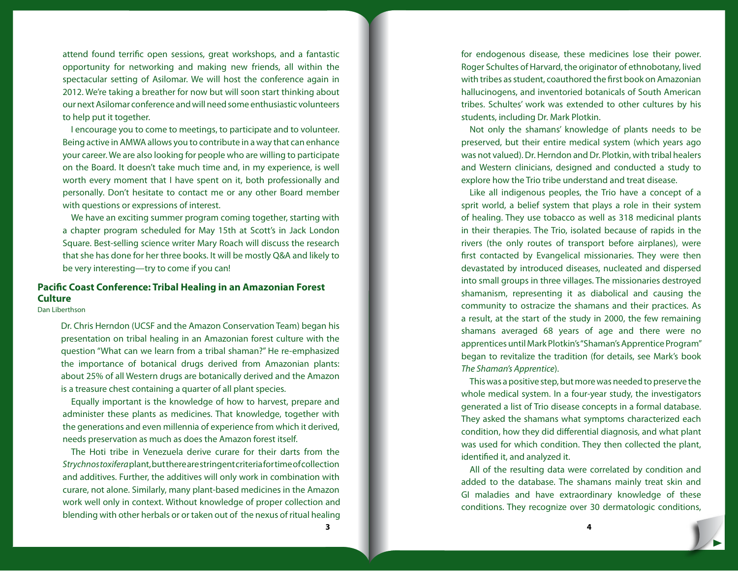attend found terrific open sessions, great workshops, and a fantastic opportunity for networking and making new friends, all within the spectacular setting of Asilomar. We will host the conference again in 2012. We're taking a breather for now but will soon start thinking about our next Asilomar conference and will need some enthusiastic volunteers to help put it together.

I encourage you to come to meetings, to participate and to volunteer. Being active in AMWA allows you to contribute in a way that can enhance your career. We are also looking for people who are willing to participate on the Board. It doesn't take much time and, in my experience, is well worth every moment that I have spent on it, both professionally and personally. Don't hesitate to contact me or any other Board member with questions or expressions of interest.

We have an exciting summer program coming together, starting with a chapter program scheduled for May 15th at Scott's in Jack London Square. Best-selling science writer Mary Roach will discuss the research that she has done for her three books. It will be mostly Q&A and likely to be very interesting—try to come if you can!

## Pacific Coast Conference: Tribal Healing in an Amazonian Forest Culture

Dan Liberthson

Dr. Chris Herndon (UCSF and the Amazon Conservation Team) began his presentation on tribal healing in an Amazonian forest culture with the question "What can we learn from a tribal shaman?" He re-emphasized the importance of botanical drugs derived from Amazonian plants: about 25% of all Western drugs are botanically derived and the Amazon is a treasure chest containing a quarter of all plant species.

Equally important is the knowledge of how to harvest, prepare and administer these plants as medicines. That knowledge, together with the generations and even millennia of experience from which it derived, needs preservation as much as does the Amazon forest itself.

The Hoti tribe in Venezuela derive curare for their darts from the *Strychnos toxifera* plant, but there are stringent criteria for time of collection and additives. Further, the additives will only work in combination with curare, not alone. Similarly, many plant-based medicines in the Amazon work well only in context. Without knowledge of proper collection and blending with other herbals or or taken out of the nexus of ritual healing for endogenous disease, these medicines lose their power. Roger Schultes of Harvard, the originator of ethnobotany, lived with tribes as student, coauthored the first book on Amazonian hallucinogens, and inventoried botanicals of South American tribes. Schultes' work was extended to other cultures by his students, including Dr. Mark Plotkin.

Not only the shamans' knowledge of plants needs to be preserved, but their entire medical system (which years ago was not valued). Dr. Herndon and Dr. Plotkin, with tribal healers and Western clinicians, designed and conducted a study to explore how the Trio tribe understand and treat disease.

Like all indigenous peoples, the Trio have a concept of a sprit world, a belief system that plays a role in their system of healing. They use tobacco as well as 318 medicinal plants in their therapies. The Trio, isolated because of rapids in the rivers (the only routes of transport before airplanes), were first contacted by Evangelical missionaries. They were then devastated by introduced diseases, nucleated and dispersed into small groups in three villages. The missionaries destroyed shamanism, representing it as diabolical and causing the community to ostracize the shamans and their practices. As a result, at the start of the study in 2000, the few remaining shamans averaged 68 years of age and there were no apprentices until Mark Plotkin's "Shaman's Apprentice Program" began to revitalize the tradition (for details, see Mark's book *The Shaman's Apprentice*).

This was a positive step, but more was needed to preserve the whole medical system. In a four-year study, the investigators generated a list of Trio disease concepts in a formal database. They asked the shamans what symptoms characterized each condition, how they did differential diagnosis, and what plant was used for which condition. They then collected the plant, identified it, and analyzed it.

All of the resulting data were correlated by condition and added to the database. The shamans mainly treat skin and GI maladies and have extraordinary knowledge of these conditions. They recognize over 30 dermatologic conditions,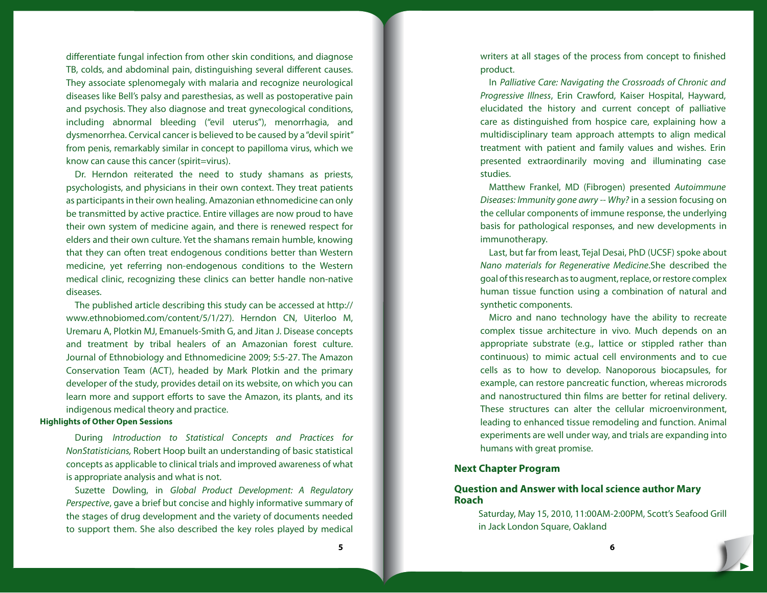differentiate fungal infection from other skin conditions, and diagnose TB, colds, and abdominal pain, distinguishing several different causes. They associate splenomegaly with malaria and recognize neurological diseases like Bell's palsy and paresthesias, as well as postoperative pain and psychosis. They also diagnose and treat gynecological conditions, including abnormal bleeding ("evil uterus"), menorrhagia, and dysmenorrhea. Cervical cancer is believed to be caused by a "devil spirit" from penis, remarkably similar in concept to papilloma virus, which we know can cause this cancer (spirit=virus).

Dr. Herndon reiterated the need to study shamans as priests, psychologists, and physicians in their own context. They treat patients as participants in their own healing. Amazonian ethnomedicine can only be transmitted by active practice. Entire villages are now proud to have their own system of medicine again, and there is renewed respect for elders and their own culture. Yet the shamans remain humble, knowing that they can often treat endogenous conditions better than Western medicine, yet referring non-endogenous conditions to the Western medical clinic, recognizing these clinics can better handle non-native diseases.

The published article describing this study can be accessed at http://www.ethnobiomed.com/content/5/1/27). Herndon CN, Uiterloo M, Uremaru A, Plotkin MJ, Emanuels-Smith G, and Jitan J. Disease concepts and treatment by tribal healers of an Amazonian forest culture. Journal of Ethnobiology and Ethnomedicine 2009; 5:5-27. The Amazon Conservation Team (ACT), headed by Mark Plotkin and the primary developer of the study, provides detail on its website, on which you can learn more and support efforts to save the Amazon, its plants, and its indigenous medical theory and practice.

**Highlights of Other Open Sessions**

During *Introduction to Statistical Concepts and Practices for NonStatisticians,* Robert Hoop built an understanding of basic statistical concepts as applicable to clinical trials and improved awareness of what is appropriate analysis and what is not.

Suzette Dowling, in *Global Product Development: A Regulatory Perspective*, gave a brief but concise and highly informative summary of the stages of drug development and the variety of documents needed to support them. She also described the key roles played by medical writers at all stages of the process from concept to finished product.

In *Palliative Care: Navigating the Crossroads of Chronic and Progressive Illness*, Erin Crawford, Kaiser Hospital, Hayward, elucidated the history and current concept of palliative care as distinguished from hospice care, explaining how a multidisciplinary team approach attempts to align medical treatment with patient and family values and wishes. Erin presented extraordinarily moving and illuminating case studies.

Matthew Frankel, MD (Fibrogen) presented *Autoimmune Diseases: Immunity gone awry -- Why?* in a session focusing on the cellular components of immune response, the underlying basis for pathological responses, and new developments in immunotherapy.

Last, but far from least, Tejal Desai, PhD (UCSF) spoke about *Nano materials for Regenerative Medicine*.She described the goal of this research as to augment, replace, or restore complex human tissue function using a combination of natural and synthetic components.

Micro and nano technology have the ability to recreate complex tissue architecture in vivo. Much depends on an appropriate substrate (e.g., lattice or stippled rather than continuous) to mimic actual cell environments and to cue cells as to how to develop. Nanoporous biocapsules, for example, can restore pancreatic function, whereas microrods and nanostructured thin films are better for retinal delivery. These structures can alter the cellular microenvironment, leading to enhanced tissue remodeling and function. Animal experiments are well under way, and trials are expanding into humans with great promise.

## Next Chapter Program

### Question and Answer with local science author Mary Roach

Saturday, May 15, 2010, 11:00AM-2:00PM, Scott's Seafood Grill in Jack London Square, Oakland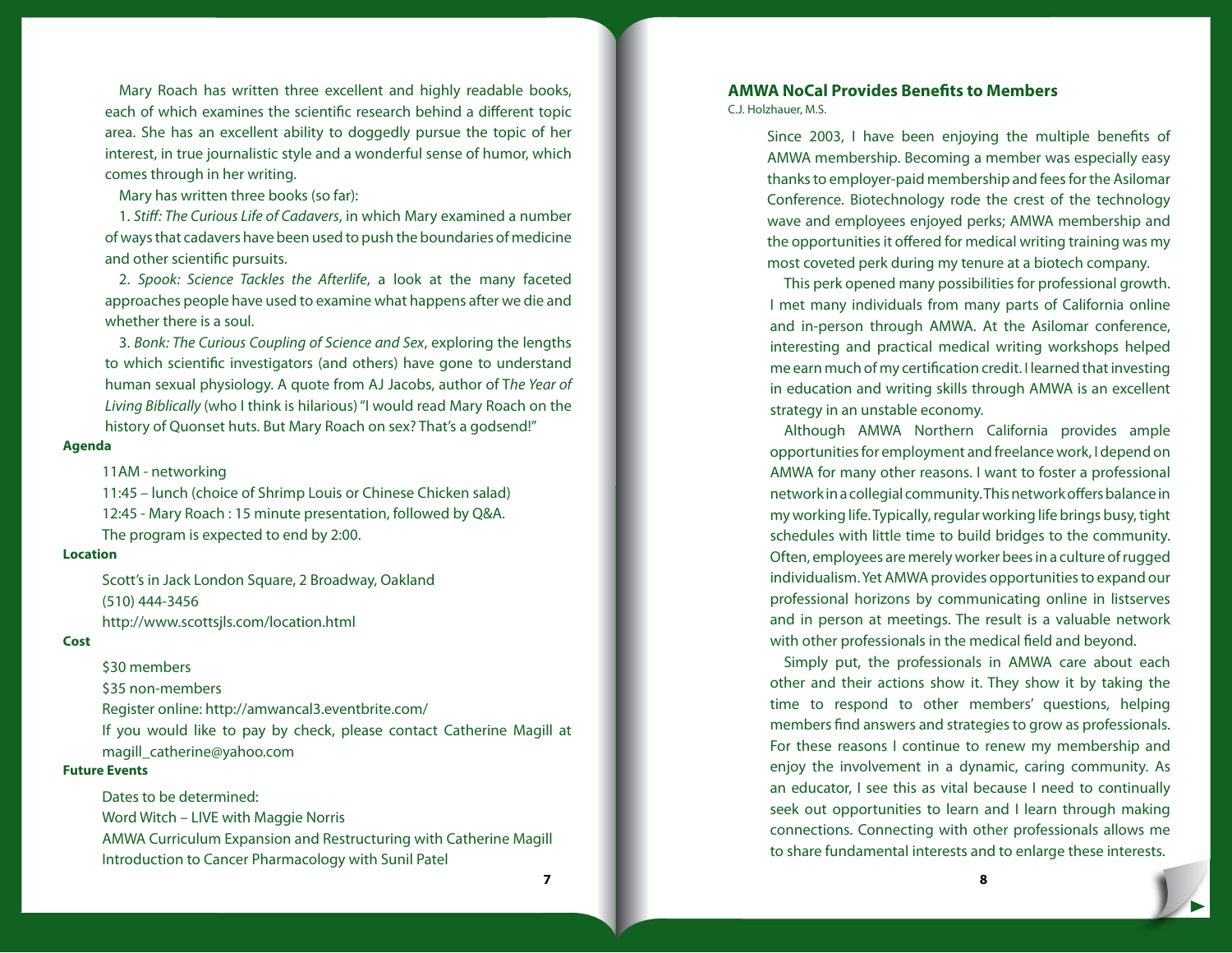Mary Roach has written three excellent and highly readable books, each of which examines the scientific research behind a different topic area. She has an excellent ability to doggedly pursue the topic of her interest, in true journalistic style and a wonderful sense of humor, which comes through in her writing.

Mary has written three books (so far):

1. *Stiff: The Curious Life of Cadavers*, in which Mary examined a number of ways that cadavers have been used to push the boundaries of medicine and other scientific pursuits.

2. *Spook: Science Tackles the Afterlife*, a look at the many faceted approaches people have used to examine what happens after we die and whether there is a soul.

3. *Bonk: The Curious Coupling of Science and Sex*, exploring the lengths to which scientific investigators (and others) have gone to understand human sexual physiology. A quote from AJ Jacobs, author of T*he Year of Living Biblically* (who I think is hilarious) "I would read Mary Roach on the history of Quonset huts. But Mary Roach on sex? That's a godsend!"

**Agenda**

11AM - networking

11:45 – lunch (choice of Shrimp Louis or Chinese Chicken salad)

12:45 - Mary Roach : 15 minute presentation, followed by Q&A.

The program is expected to end by 2:00.

**Location**

Scott's in Jack London Square, 2 Broadway, Oakland

(510) 444-3456

http://www.scottsjls.com/location.html

**Cost**

$30 members

$35 non-members

Register online: http://amwancal3.eventbrite.com/

If you would like to pay by check, please contact Catherine Magill at magill_catherine@yahoo.com

**Future Events**

Dates to be determined:

Word Witch – LIVE with Maggie Norris

AMWA Curriculum Expansion and Restructuring with Catherine Magill

Introduction to Cancer Pharmacology with Sunil Patel

## AMWA NoCal Provides Benefits to Members

C.J. Holzhauer, M.S.

Since 2003, I have been enjoying the multiple benefits of AMWA membership. Becoming a member was especially easy thanks to employer-paid membership and fees for the Asilomar Conference. Biotechnology rode the crest of the technology wave and employees enjoyed perks; AMWA membership and the opportunities it offered for medical writing training was my most coveted perk during my tenure at a biotech company.

This perk opened many possibilities for professional growth. I met many individuals from many parts of California online and in-person through AMWA. At the Asilomar conference, interesting and practical medical writing workshops helped me earn much of my certification credit. I learned that investing in education and writing skills through AMWA is an excellent strategy in an unstable economy.

Although AMWA Northern California provides ample opportunities for employment and freelance work, I depend on AMWA for many other reasons. I want to foster a professional network in a collegial community. This network offers balance in my working life. Typically, regular working life brings busy, tight schedules with little time to build bridges to the community. Often, employees are merely worker bees in a culture of rugged individualism. Yet AMWA provides opportunities to expand our professional horizons by communicating online in listserves and in person at meetings. The result is a valuable network with other professionals in the medical field and beyond.

Simply put, the professionals in AMWA care about each other and their actions show it. They show it by taking the time to respond to other members' questions, helping members find answers and strategies to grow as professionals. For these reasons I continue to renew my membership and enjoy the involvement in a dynamic, caring community. As an educator, I see this as vital because I need to continually seek out opportunities to learn and I learn through making connections. Connecting with other professionals allows me to share fundamental interests and to enlarge these interests.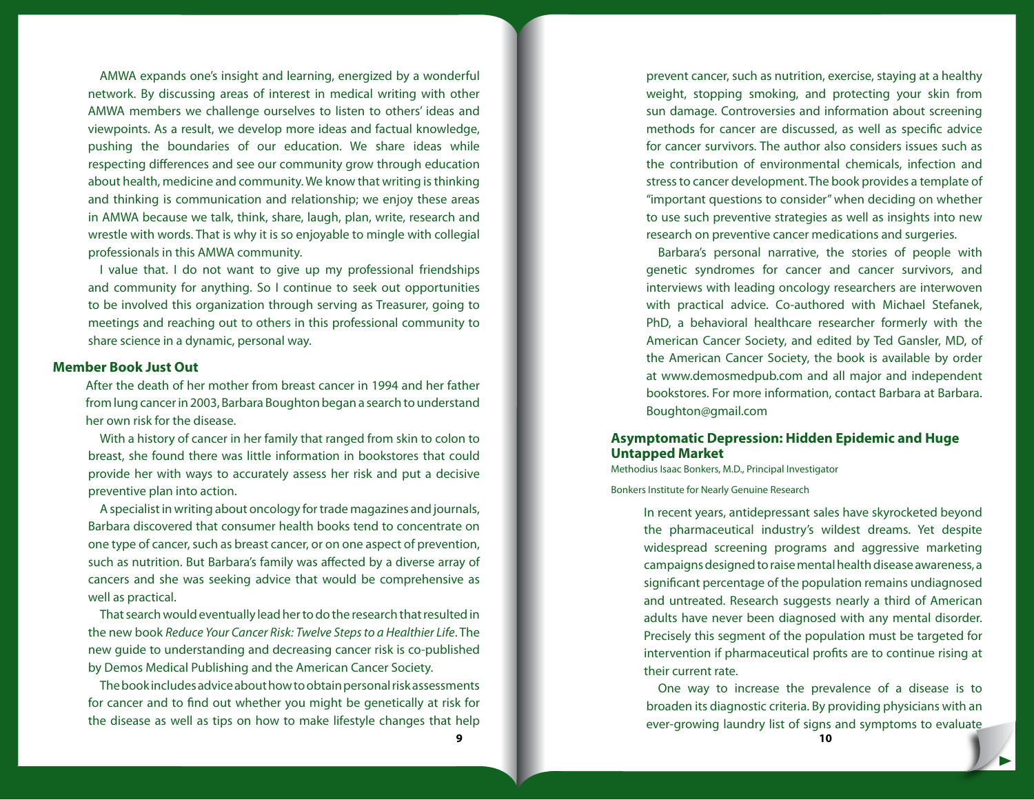AMWA expands one's insight and learning, energized by a wonderful network. By discussing areas of interest in medical writing with other AMWA members we challenge ourselves to listen to others' ideas and viewpoints. As a result, we develop more ideas and factual knowledge, pushing the boundaries of our education. We share ideas while respecting differences and see our community grow through education about health, medicine and community. We know that writing is thinking and thinking is communication and relationship; we enjoy these areas in AMWA because we talk, think, share, laugh, plan, write, research and wrestle with words. That is why it is so enjoyable to mingle with collegial professionals in this AMWA community.

I value that. I do not want to give up my professional friendships and community for anything. So I continue to seek out opportunities to be involved this organization through serving as Treasurer, going to meetings and reaching out to others in this professional community to share science in a dynamic, personal way.

## Member Book Just Out

After the death of her mother from breast cancer in 1994 and her father from lung cancer in 2003, Barbara Boughton began a search to understand her own risk for the disease.

With a history of cancer in her family that ranged from skin to colon to breast, she found there was little information in bookstores that could provide her with ways to accurately assess her risk and put a decisive preventive plan into action.

A specialist in writing about oncology for trade magazines and journals, Barbara discovered that consumer health books tend to concentrate on one type of cancer, such as breast cancer, or on one aspect of prevention, such as nutrition. But Barbara's family was affected by a diverse array of cancers and she was seeking advice that would be comprehensive as well as practical.

That search would eventually lead her to do the research that resulted in the new book *Reduce Your Cancer Risk: Twelve Steps to a Healthier Life*. The new guide to understanding and decreasing cancer risk is co-published by Demos Medical Publishing and the American Cancer Society.

The book includes advice about how to obtain personal risk assessments for cancer and to find out whether you might be genetically at risk for the disease as well as tips on how to make lifestyle changes that help prevent cancer, such as nutrition, exercise, staying at a healthy weight, stopping smoking, and protecting your skin from sun damage. Controversies and information about screening methods for cancer are discussed, as well as specific advice for cancer survivors. The author also considers issues such as the contribution of environmental chemicals, infection and stress to cancer development. The book provides a template of "important questions to consider" when deciding on whether to use such preventive strategies as well as insights into new research on preventive cancer medications and surgeries.

Barbara's personal narrative, the stories of people with genetic syndromes for cancer and cancer survivors, and interviews with leading oncology researchers are interwoven with practical advice. Co-authored with Michael Stefanek, PhD, a behavioral healthcare researcher formerly with the American Cancer Society, and edited by Ted Gansler, MD, of the American Cancer Society, the book is available by order at www.demosmedpub.com and all major and independent bookstores. For more information, contact Barbara at Barbara.Boughton@gmail.com

## Asymptomatic Depression: Hidden Epidemic and Huge Untapped Market

Methodius Isaac Bonkers, M.D., Principal Investigator

Bonkers Institute for Nearly Genuine Research

In recent years, antidepressant sales have skyrocketed beyond the pharmaceutical industry's wildest dreams. Yet despite widespread screening programs and aggressive marketing campaigns designed to raise mental health disease awareness, a significant percentage of the population remains undiagnosed and untreated. Research suggests nearly a third of American adults have never been diagnosed with any mental disorder. Precisely this segment of the population must be targeted for intervention if pharmaceutical profits are to continue rising at their current rate.

One way to increase the prevalence of a disease is to broaden its diagnostic criteria. By providing physicians with an ever-growing laundry list of signs and symptoms to evaluate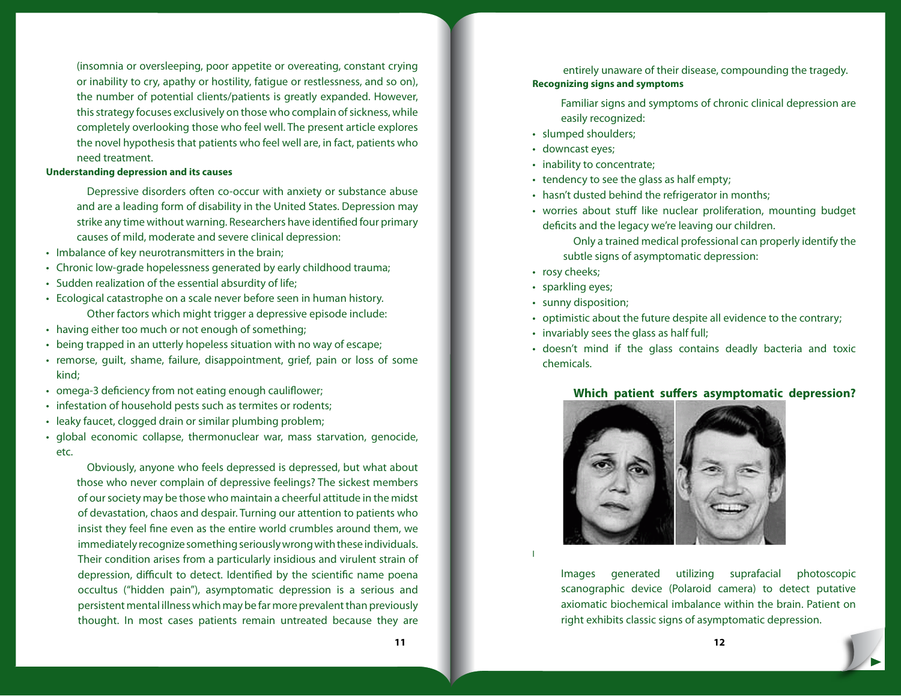(insomnia or oversleeping, poor appetite or overeating, constant crying or inability to cry, apathy or hostility, fatigue or restlessness, and so on), the number of potential clients/patients is greatly expanded. However, this strategy focuses exclusively on those who complain of sickness, while completely overlooking those who feel well. The present article explores the novel hypothesis that patients who feel well are, in fact, patients who need treatment.

**Understanding depression and its causes**

Depressive disorders often co-occur with anxiety or substance abuse and are a leading form of disability in the United States. Depression may strike any time without warning. Researchers have identified four primary causes of mild, moderate and severe clinical depression:

- Imbalance of key neurotransmitters in the brain;
- Chronic low-grade hopelessness generated by early childhood trauma;
- Sudden realization of the essential absurdity of life;
- Ecological catastrophe on a scale never before seen in human history.

Other factors which might trigger a depressive episode include:

- having either too much or not enough of something;
- being trapped in an utterly hopeless situation with no way of escape;
- remorse, guilt, shame, failure, disappointment, grief, pain or loss of some kind;
- omega-3 deficiency from not eating enough cauliflower;
- infestation of household pests such as termites or rodents;
- leaky faucet, clogged drain or similar plumbing problem;
- global economic collapse, thermonuclear war, mass starvation, genocide, etc.

Obviously, anyone who feels depressed is depressed, but what about those who never complain of depressive feelings? The sickest members of our society may be those who maintain a cheerful attitude in the midst of devastation, chaos and despair. Turning our attention to patients who insist they feel fine even as the entire world crumbles around them, we immediately recognize something seriously wrong with these individuals. Their condition arises from a particularly insidious and virulent strain of depression, difficult to detect. Identified by the scientific name poena occultus ("hidden pain"), asymptomatic depression is a serious and persistent mental illness which may be far more prevalent than previously thought. In most cases patients remain untreated because they are entirely unaware of their disease, compounding the tragedy.

**Recognizing signs and symptoms**

Familiar signs and symptoms of chronic clinical depression are easily recognized:

- slumped shoulders;
- downcast eyes;
- inability to concentrate;
- tendency to see the glass as half empty;
- hasn't dusted behind the refrigerator in months;
- worries about stuff like nuclear proliferation, mounting budget deficits and the legacy we're leaving our children.

Only a trained medical professional can properly identify the subtle signs of asymptomatic depression:

- rosy cheeks;
- sparkling eyes;
- sunny disposition;
- optimistic about the future despite all evidence to the contrary;
- invariably sees the glass as half full;
- doesn't mind if the glass contains deadly bacteria and toxic chemicals.

**Which patient suffers asymptomatic depression?**

Images generated utilizing suprafacial photoscopic scanographic device (Polaroid camera) to detect putative axiomatic biochemical imbalance within the brain. Patient on right exhibits classic signs of asymptomatic depression.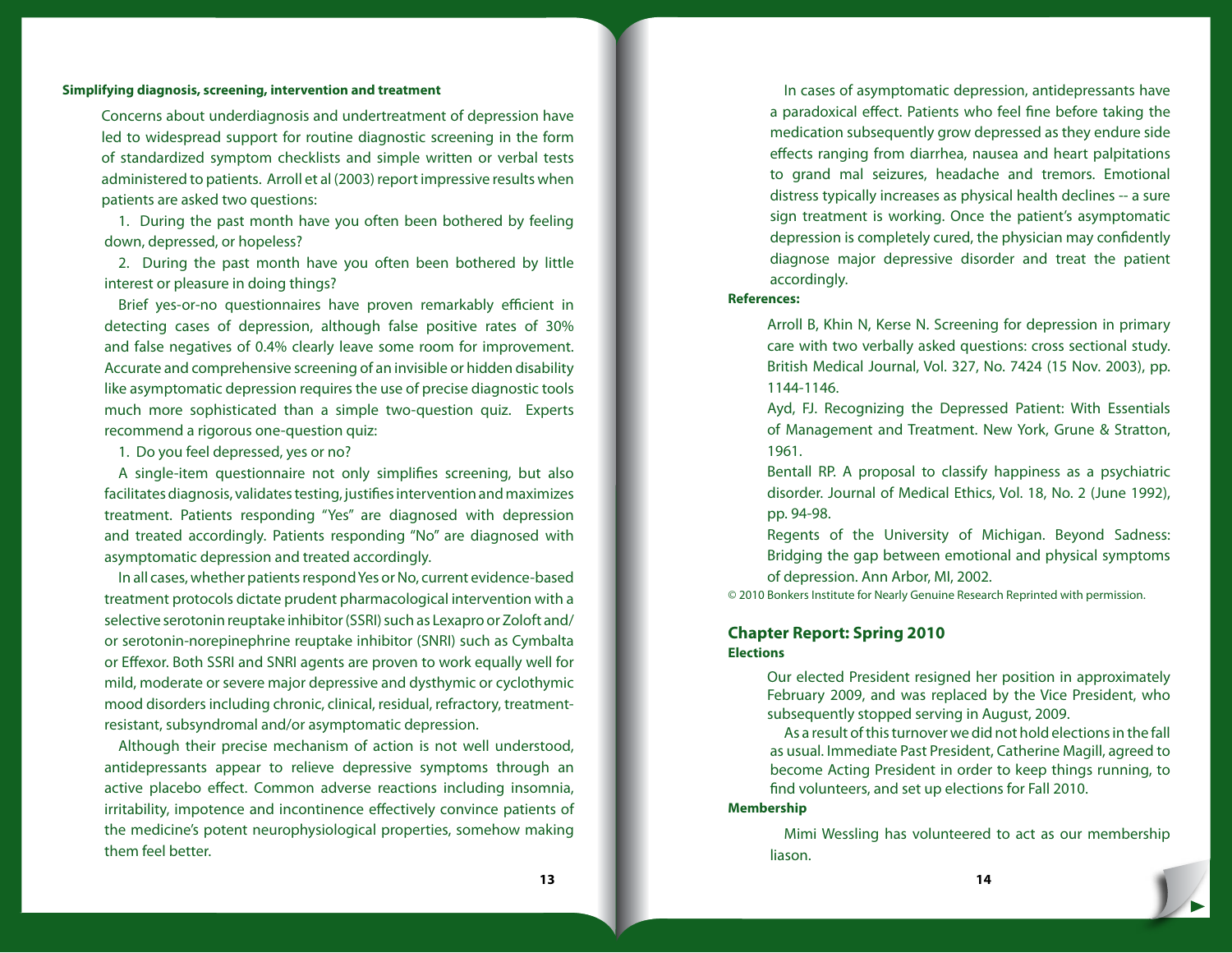### Simplifying diagnosis, screening, intervention and treatment

Concerns about underdiagnosis and undertreatment of depression have led to widespread support for routine diagnostic screening in the form of standardized symptom checklists and simple written or verbal tests administered to patients. Arroll et al (2003) report impressive results when patients are asked two questions:

1. During the past month have you often been bothered by feeling down, depressed, or hopeless?
2. During the past month have you often been bothered by little interest or pleasure in doing things?

Brief yes-or-no questionnaires have proven remarkably efficient in detecting cases of depression, although false positive rates of 30% and false negatives of 0.4% clearly leave some room for improvement. Accurate and comprehensive screening of an invisible or hidden disability like asymptomatic depression requires the use of precise diagnostic tools much more sophisticated than a simple two-question quiz. Experts recommend a rigorous one-question quiz:

1. Do you feel depressed, yes or no?

A single-item questionnaire not only simplifies screening, but also facilitates diagnosis, validates testing, justifies intervention and maximizes treatment. Patients responding "Yes" are diagnosed with depression and treated accordingly. Patients responding "No" are diagnosed with asymptomatic depression and treated accordingly.

In all cases, whether patients respond Yes or No, current evidence-based treatment protocols dictate prudent pharmacological intervention with a selective serotonin reuptake inhibitor (SSRI) such as Lexapro or Zoloft and/or serotonin-norepinephrine reuptake inhibitor (SNRI) such as Cymbalta or Effexor. Both SSRI and SNRI agents are proven to work equally well for mild, moderate or severe major depressive and dysthymic or cyclothymic mood disorders including chronic, clinical, residual, refractory, treatment-resistant, subsyndromal and/or asymptomatic depression.

Although their precise mechanism of action is not well understood, antidepressants appear to relieve depressive symptoms through an active placebo effect. Common adverse reactions including insomnia, irritability, impotence and incontinence effectively convince patients of the medicine's potent neurophysiological properties, somehow making them feel better.

In cases of asymptomatic depression, antidepressants have a paradoxical effect. Patients who feel fine before taking the medication subsequently grow depressed as they endure side effects ranging from diarrhea, nausea and heart palpitations to grand mal seizures, headache and tremors. Emotional distress typically increases as physical health declines -- a sure sign treatment is working. Once the patient's asymptomatic depression is completely cured, the physician may confidently diagnose major depressive disorder and treat the patient accordingly.

### References:

Arroll B, Khin N, Kerse N. Screening for depression in primary care with two verbally asked questions: cross sectional study. British Medical Journal, Vol. 327, No. 7424 (15 Nov. 2003), pp. 1144-1146.

Ayd, FJ. Recognizing the Depressed Patient: With Essentials of Management and Treatment. New York, Grune & Stratton, 1961.

Bentall RP. A proposal to classify happiness as a psychiatric disorder. Journal of Medical Ethics, Vol. 18, No. 2 (June 1992), pp. 94-98.

Regents of the University of Michigan. Beyond Sadness: Bridging the gap between emotional and physical symptoms of depression. Ann Arbor, MI, 2002.

© 2010 Bonkers Institute for Nearly Genuine Research Reprinted with permission.

## Chapter Report: Spring 2010

### Elections

Our elected President resigned her position in approximately February 2009, and was replaced by the Vice President, who subsequently stopped serving in August, 2009.

As a result of this turnover we did not hold elections in the fall as usual. Immediate Past President, Catherine Magill, agreed to become Acting President in order to keep things running, to find volunteers, and set up elections for Fall 2010.

### Membership

Mimi Wessling has volunteered to act as our membership liason.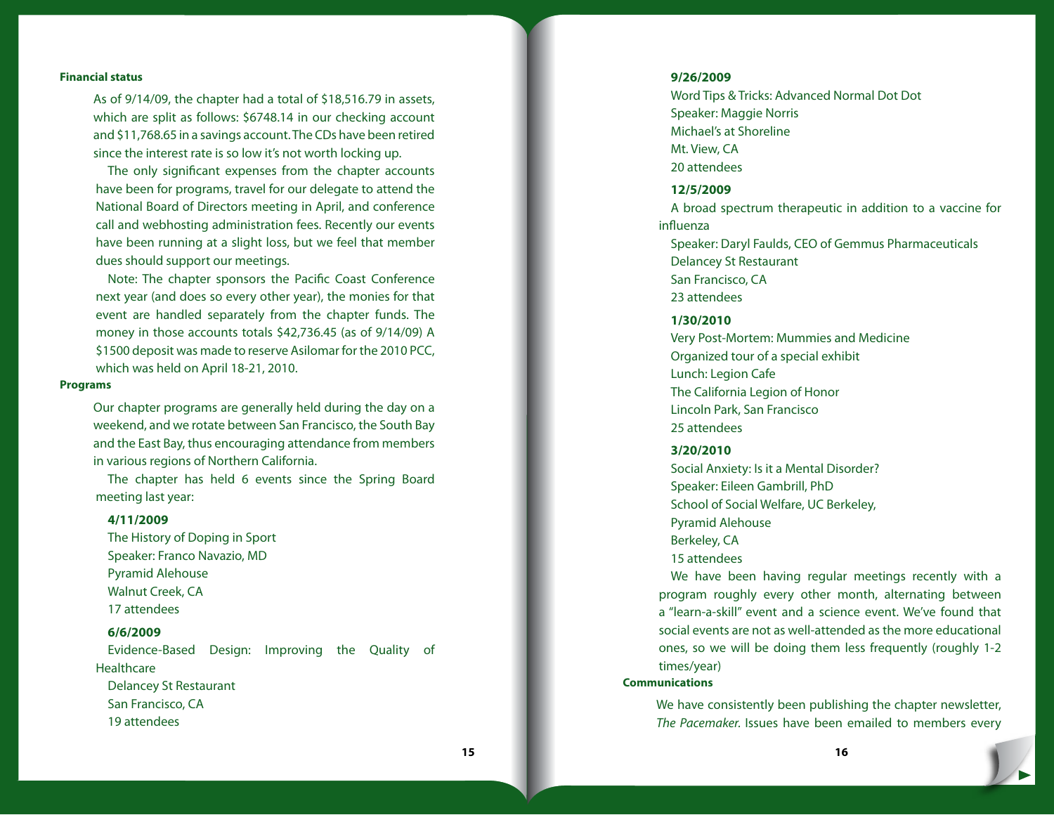**Financial status**

As of 9/14/09, the chapter had a total of $18,516.79 in assets, which are split as follows: $6748.14 in our checking account and $11,768.65 in a savings account. The CDs have been retired since the interest rate is so low it's not worth locking up.

The only significant expenses from the chapter accounts have been for programs, travel for our delegate to attend the National Board of Directors meeting in April, and conference call and webhosting administration fees. Recently our events have been running at a slight loss, but we feel that member dues should support our meetings.

Note: The chapter sponsors the Pacific Coast Conference next year (and does so every other year), the monies for that event are handled separately from the chapter funds. The money in those accounts totals $42,736.45 (as of 9/14/09) A $1500 deposit was made to reserve Asilomar for the 2010 PCC, which was held on April 18-21, 2010.

**Programs**

Our chapter programs are generally held during the day on a weekend, and we rotate between San Francisco, the South Bay and the East Bay, thus encouraging attendance from members in various regions of Northern California.

The chapter has held 6 events since the Spring Board meeting last year:

**4/11/2009**
The History of Doping in Sport
Speaker: Franco Navazio, MD
Pyramid Alehouse
Walnut Creek, CA
17 attendees

**6/6/2009**
Evidence-Based Design: Improving the Quality of Healthcare
Delancey St Restaurant
San Francisco, CA
19 attendees

**9/26/2009**
Word Tips & Tricks: Advanced Normal Dot Dot
Speaker: Maggie Norris
Michael's at Shoreline
Mt. View, CA
20 attendees

**12/5/2009**
A broad spectrum therapeutic in addition to a vaccine for influenza
Speaker: Daryl Faulds, CEO of Gemmus Pharmaceuticals
Delancey St Restaurant
San Francisco, CA
23 attendees

**1/30/2010**
Very Post-Mortem: Mummies and Medicine
Organized tour of a special exhibit
Lunch: Legion Cafe
The California Legion of Honor
Lincoln Park, San Francisco
25 attendees

**3/20/2010**
Social Anxiety: Is it a Mental Disorder?
Speaker: Eileen Gambrill, PhD
School of Social Welfare, UC Berkeley,
Pyramid Alehouse
Berkeley, CA
15 attendees

We have been having regular meetings recently with a program roughly every other month, alternating between a "learn-a-skill" event and a science event. We've found that social events are not as well-attended as the more educational ones, so we will be doing them less frequently (roughly 1-2 times/year)

**Communications**

We have consistently been publishing the chapter newsletter, *The Pacemaker.* Issues have been emailed to members every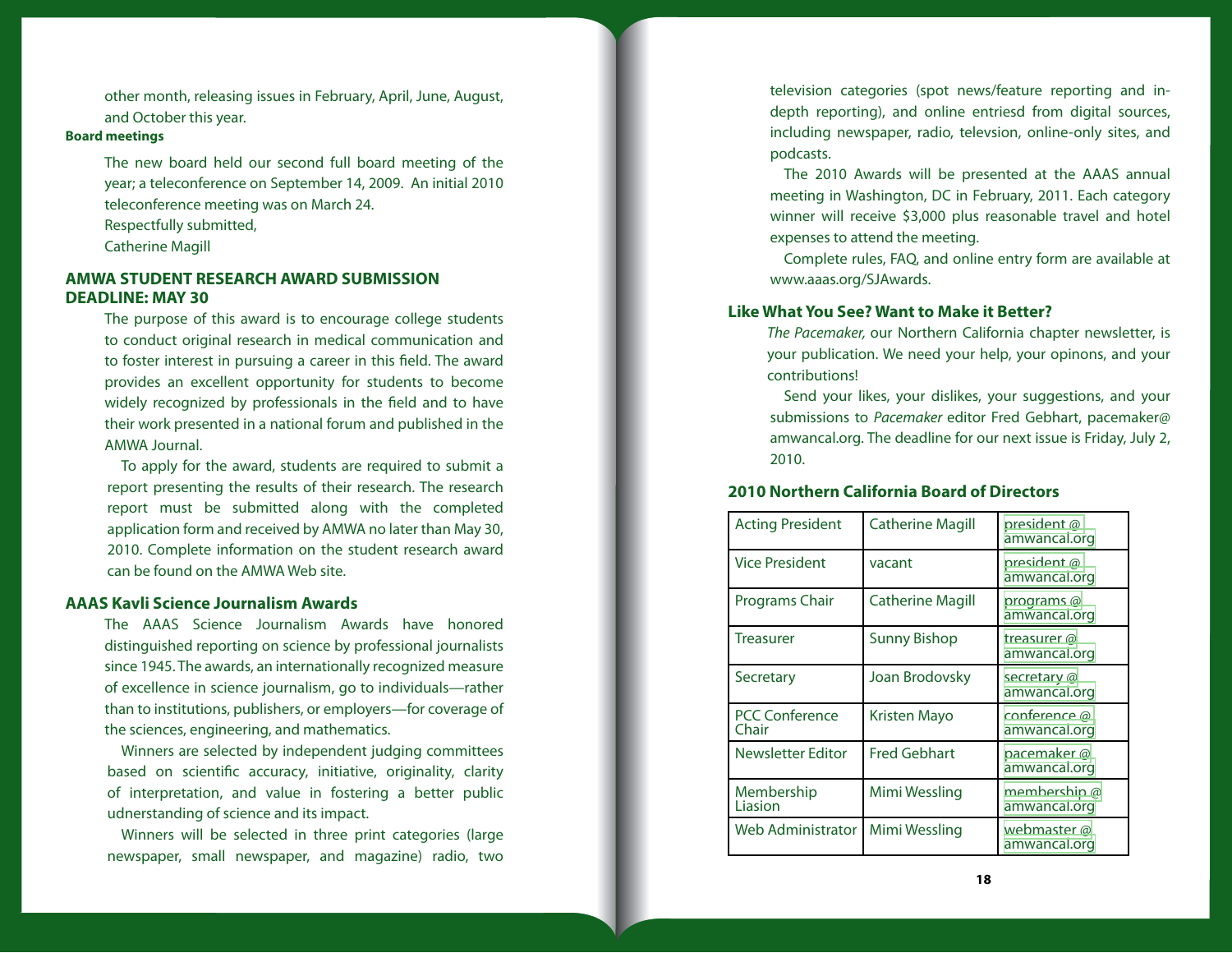other month, releasing issues in February, April, June, August, and October this year.

**Board meetings**

The new board held our second full board meeting of the year; a teleconference on September 14, 2009. An initial 2010 teleconference meeting was on March 24.

Respectfully submitted,

Catherine Magill

## AMWA STUDENT RESEARCH AWARD SUBMISSION DEADLINE: MAY 30

The purpose of this award is to encourage college students to conduct original research in medical communication and to foster interest in pursuing a career in this field. The award provides an excellent opportunity for students to become widely recognized by professionals in the field and to have their work presented in a national forum and published in the AMWA Journal.

To apply for the award, students are required to submit a report presenting the results of their research. The research report must be submitted along with the completed application form and received by AMWA no later than May 30, 2010. Complete information on the student research award can be found on the AMWA Web site.

## AAAS Kavli Science Journalism Awards

The AAAS Science Journalism Awards have honored distinguished reporting on science by professional journalists since 1945. The awards, an internationally recognized measure of excellence in science journalism, go to individuals—rather than to institutions, publishers, or employers—for coverage of the sciences, engineering, and mathematics.

Winners are selected by independent judging committees based on scientific accuracy, initiative, originality, clarity of interpretation, and value in fostering a better public udnerstanding of science and its impact.

Winners will be selected in three print categories (large newspaper, small newspaper, and magazine) radio, two television categories (spot news/feature reporting and in-depth reporting), and online entriesd from digital sources, including newspaper, radio, televsion, online-only sites, and podcasts.

The 2010 Awards will be presented at the AAAS annual meeting in Washington, DC in February, 2011. Each category winner will receive $3,000 plus reasonable travel and hotel expenses to attend the meeting.

Complete rules, FAQ, and online entry form are available at www.aaas.org/SJAwards.

## Like What You See? Want to Make it Better?

*The Pacemaker,* our Northern California chapter newsletter, is your publication. We need your help, your opinions, and your contributions!

Send your likes, your dislikes, your suggestions, and your submissions to *Pacemaker* editor Fred Gebhart, pacemaker@amwancal.org. The deadline for our next issue is Friday, July 2, 2010.

## 2010 Northern California Board of Directors

| | | |
|---|---|---|
| Acting President | Catherine Magill | president @ amwancal.org |
| Vice President | vacant | president @ amwancal.org |
| Programs Chair | Catherine Magill | programs @ amwancal.org |
| Treasurer | Sunny Bishop | treasurer @ amwancal.org |
| Secretary | Joan Brodovsky | secretary @ amwancal.org |
| PCC Conference Chair | Kristen Mayo | conference @ amwancal.org |
| Newsletter Editor | Fred Gebhart | pacemaker @ amwancal.org |
| Membership Liasion | Mimi Wessling | membership @ amwancal.org |
| Web Administrator | Mimi Wessling | webmaster @ amwancal.org |